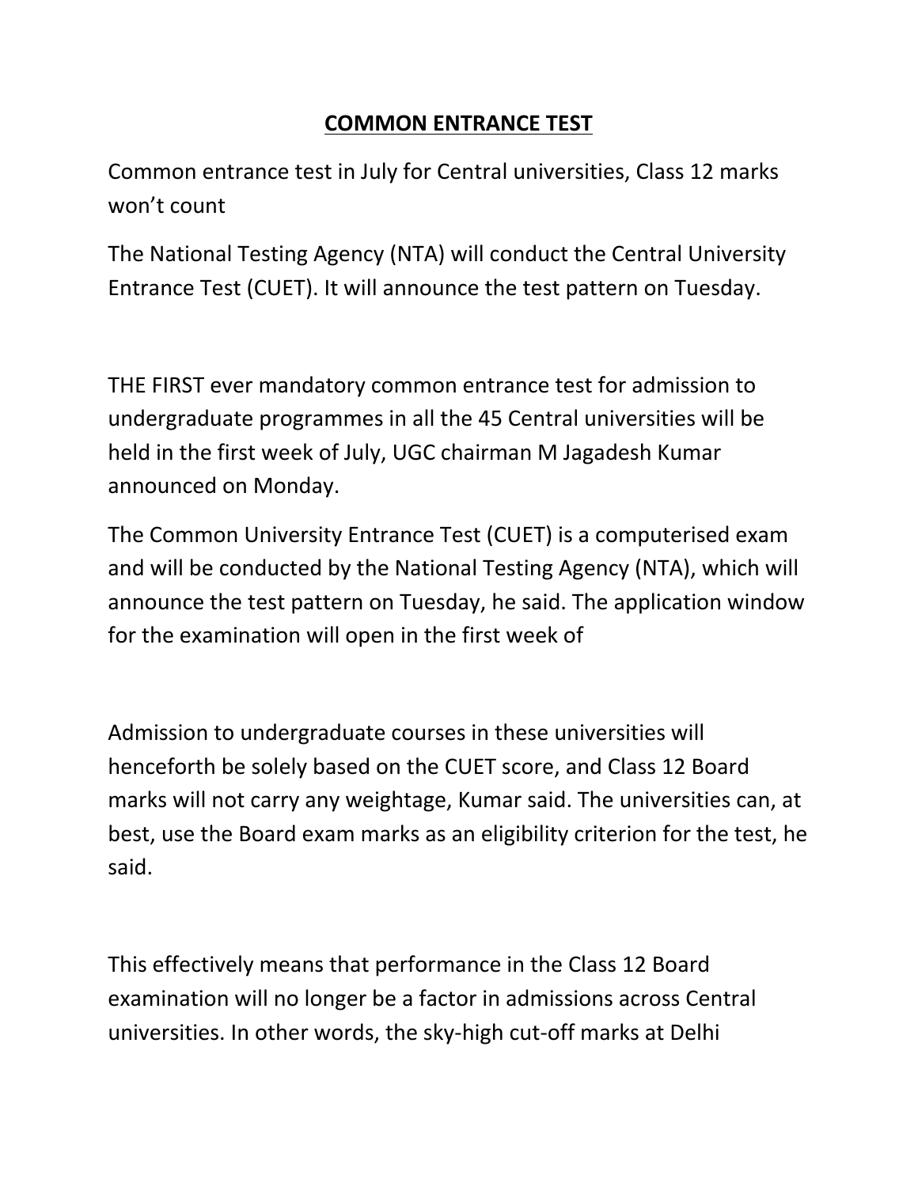# COMMON ENTRANCE TEST

Common entrance test in July for Central universities, Class 12 marks won't count

The National Testing Agency (NTA) will conduct the Central University Entrance Test (CUET). It will announce the test pattern on Tuesday.

THE FIRST ever mandatory common entrance test for admission to undergraduate programmes in all the 45 Central universities will be held in the first week of July, UGC chairman M Jagadesh Kumar announced on Monday.

The Common University Entrance Test (CUET) is a computerised exam and will be conducted by the National Testing Agency (NTA), which will announce the test pattern on Tuesday, he said. The application window for the examination will open in the first week of

Admission to undergraduate courses in these universities will henceforth be solely based on the CUET score, and Class 12 Board marks will not carry any weightage, Kumar said. The universities can, at best, use the Board exam marks as an eligibility criterion for the test, he said.

This effectively means that performance in the Class 12 Board examination will no longer be a factor in admissions across Central universities. In other words, the sky-high cut-off marks at Delhi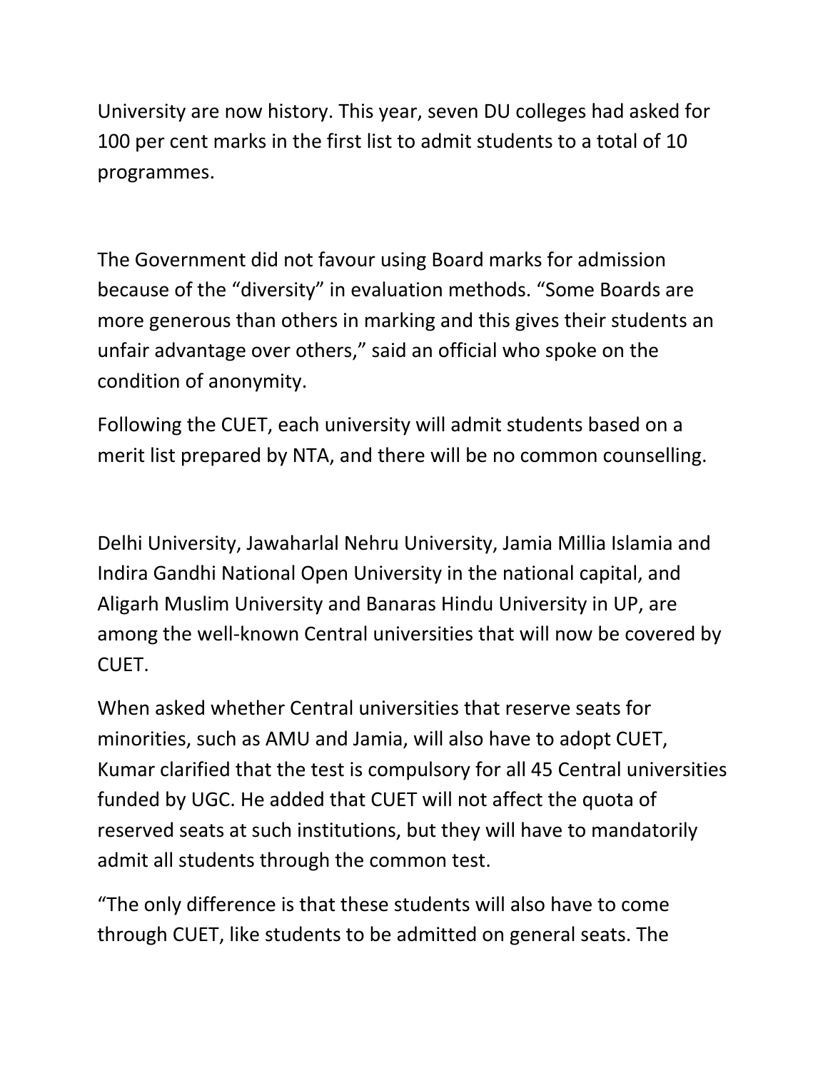University are now history. This year, seven DU colleges had asked for 100 per cent marks in the first list to admit students to a total of 10 programmes.

The Government did not favour using Board marks for admission because of the "diversity" in evaluation methods. "Some Boards are more generous than others in marking and this gives their students an unfair advantage over others," said an official who spoke on the condition of anonymity.

Following the CUET, each university will admit students based on a merit list prepared by NTA, and there will be no common counselling.

Delhi University, Jawaharlal Nehru University, Jamia Millia Islamia and Indira Gandhi National Open University in the national capital, and Aligarh Muslim University and Banaras Hindu University in UP, are among the well-known Central universities that will now be covered by CUET.

When asked whether Central universities that reserve seats for minorities, such as AMU and Jamia, will also have to adopt CUET, Kumar clarified that the test is compulsory for all 45 Central universities funded by UGC. He added that CUET will not affect the quota of reserved seats at such institutions, but they will have to mandatorily admit all students through the common test.

"The only difference is that these students will also have to come through CUET, like students to be admitted on general seats. The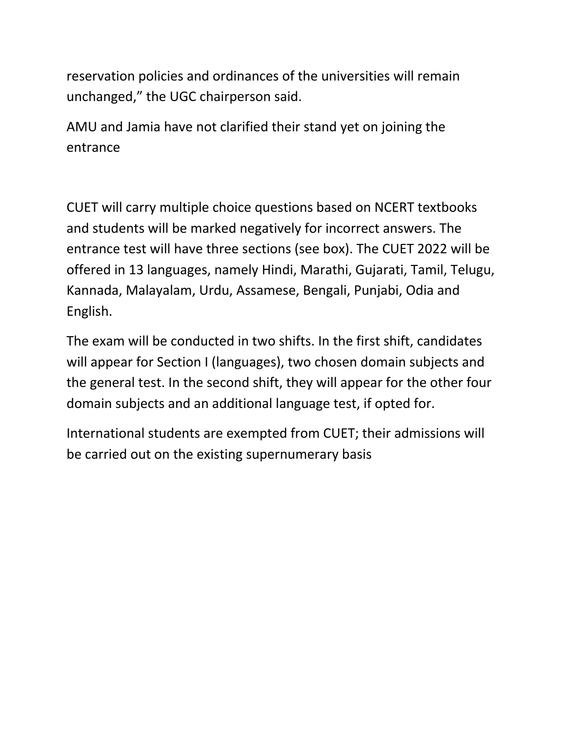reservation policies and ordinances of the universities will remain unchanged," the UGC chairperson said.

AMU and Jamia have not clarified their stand yet on joining the entrance

CUET will carry multiple choice questions based on NCERT textbooks and students will be marked negatively for incorrect answers. The entrance test will have three sections (see box). The CUET 2022 will be offered in 13 languages, namely Hindi, Marathi, Gujarati, Tamil, Telugu, Kannada, Malayalam, Urdu, Assamese, Bengali, Punjabi, Odia and English.

The exam will be conducted in two shifts. In the first shift, candidates will appear for Section I (languages), two chosen domain subjects and the general test. In the second shift, they will appear for the other four domain subjects and an additional language test, if opted for.

International students are exempted from CUET; their admissions will be carried out on the existing supernumerary basis